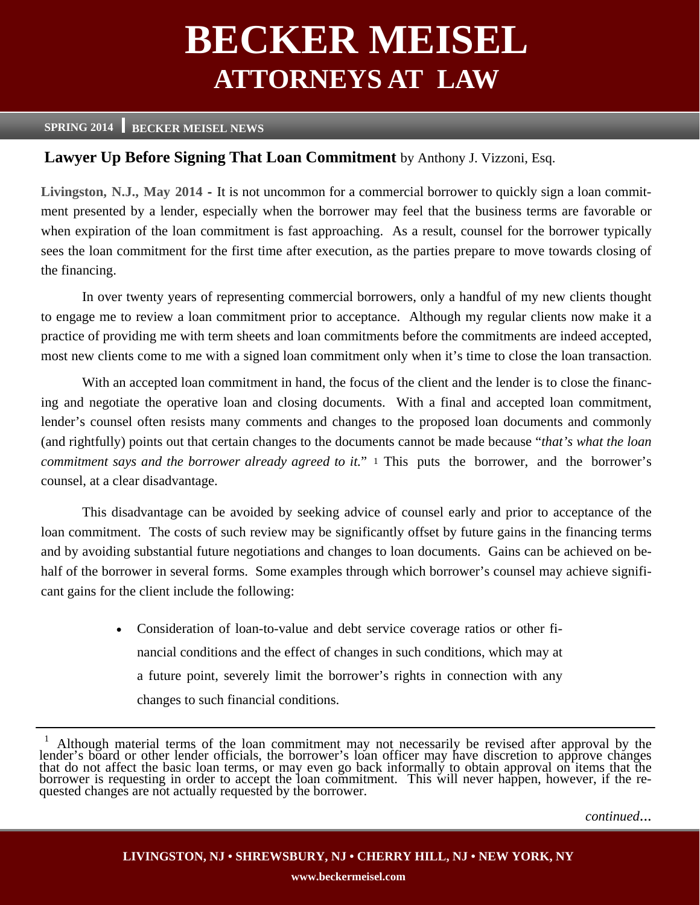# BECKER MEISEL
## ATTORNEYS AT LAW

**SPRING 2014** | **BECKER MEISEL NEWS**

### Lawyer Up Before Signing That Loan Commitment by Anthony J. Vizzoni, Esq.

**Livingston, N.J., May 2014 -** It is not uncommon for a commercial borrower to quickly sign a loan commitment presented by a lender, especially when the borrower may feel that the business terms are favorable or when expiration of the loan commitment is fast approaching. As a result, counsel for the borrower typically sees the loan commitment for the first time after execution, as the parties prepare to move towards closing of the financing.

In over twenty years of representing commercial borrowers, only a handful of my new clients thought to engage me to review a loan commitment prior to acceptance. Although my regular clients now make it a practice of providing me with term sheets and loan commitments before the commitments are indeed accepted, most new clients come to me with a signed loan commitment only when it's time to close the loan transaction.

With an accepted loan commitment in hand, the focus of the client and the lender is to close the financing and negotiate the operative loan and closing documents. With a final and accepted loan commitment, lender's counsel often resists many comments and changes to the proposed loan documents and commonly (and rightfully) points out that certain changes to the documents cannot be made because "*that's what the loan commitment says and the borrower already agreed to it.*" [1] This puts the borrower, and the borrower's counsel, at a clear disadvantage.

This disadvantage can be avoided by seeking advice of counsel early and prior to acceptance of the loan commitment. The costs of such review may be significantly offset by future gains in the financing terms and by avoiding substantial future negotiations and changes to loan documents. Gains can be achieved on behalf of the borrower in several forms. Some examples through which borrower's counsel may achieve significant gains for the client include the following:

- Consideration of loan-to-value and debt service coverage ratios or other financial conditions and the effect of changes in such conditions, which may at a future point, severely limit the borrower's rights in connection with any changes to such financial conditions.

---

[1] Although material terms of the loan commitment may not necessarily be revised after approval by the lender's board or other lender officials, the borrower's loan officer may have discretion to approve changes that do not affect the basic loan terms, or may even go back informally to obtain approval on items that the borrower is requesting in order to accept the loan commitment. This will never happen, however, if the requested changes are not actually requested by the borrower.

*continued…*

**LIVINGSTON, NJ • SHREWSBURY, NJ • CHERRY HILL, NJ • NEW YORK, NY**

**www.beckermeisel.com**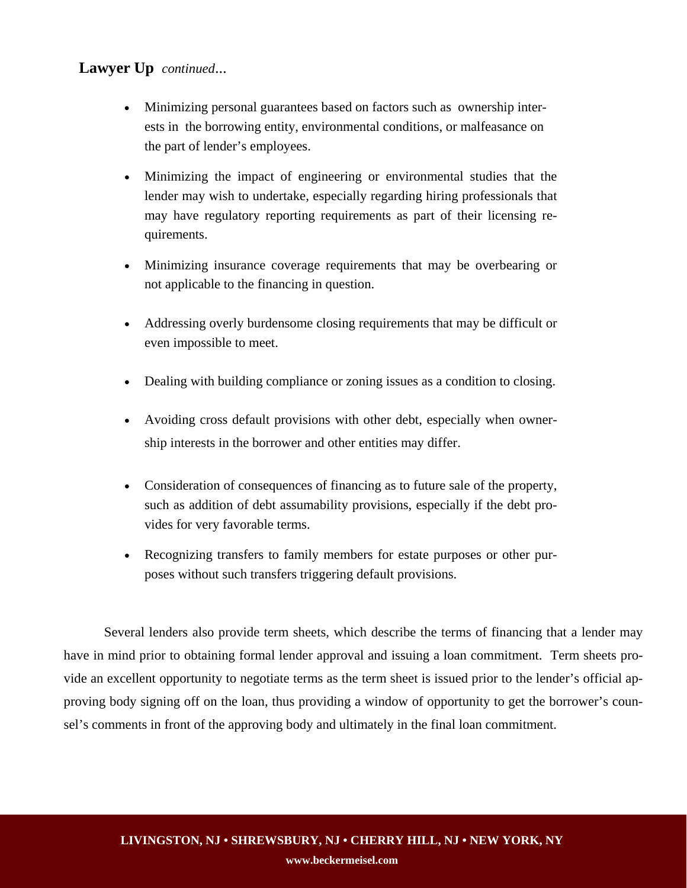**Lawyer Up** *continued…*

- Minimizing personal guarantees based on factors such as ownership interests in the borrowing entity, environmental conditions, or malfeasance on the part of lender's employees.
- Minimizing the impact of engineering or environmental studies that the lender may wish to undertake, especially regarding hiring professionals that may have regulatory reporting requirements as part of their licensing requirements.
- Minimizing insurance coverage requirements that may be overbearing or not applicable to the financing in question.
- Addressing overly burdensome closing requirements that may be difficult or even impossible to meet.
- Dealing with building compliance or zoning issues as a condition to closing.
- Avoiding cross default provisions with other debt, especially when ownership interests in the borrower and other entities may differ.
- Consideration of consequences of financing as to future sale of the property, such as addition of debt assumability provisions, especially if the debt provides for very favorable terms.
- Recognizing transfers to family members for estate purposes or other purposes without such transfers triggering default provisions.

Several lenders also provide term sheets, which describe the terms of financing that a lender may have in mind prior to obtaining formal lender approval and issuing a loan commitment. Term sheets provide an excellent opportunity to negotiate terms as the term sheet is issued prior to the lender's official approving body signing off on the loan, thus providing a window of opportunity to get the borrower's counsel's comments in front of the approving body and ultimately in the final loan commitment.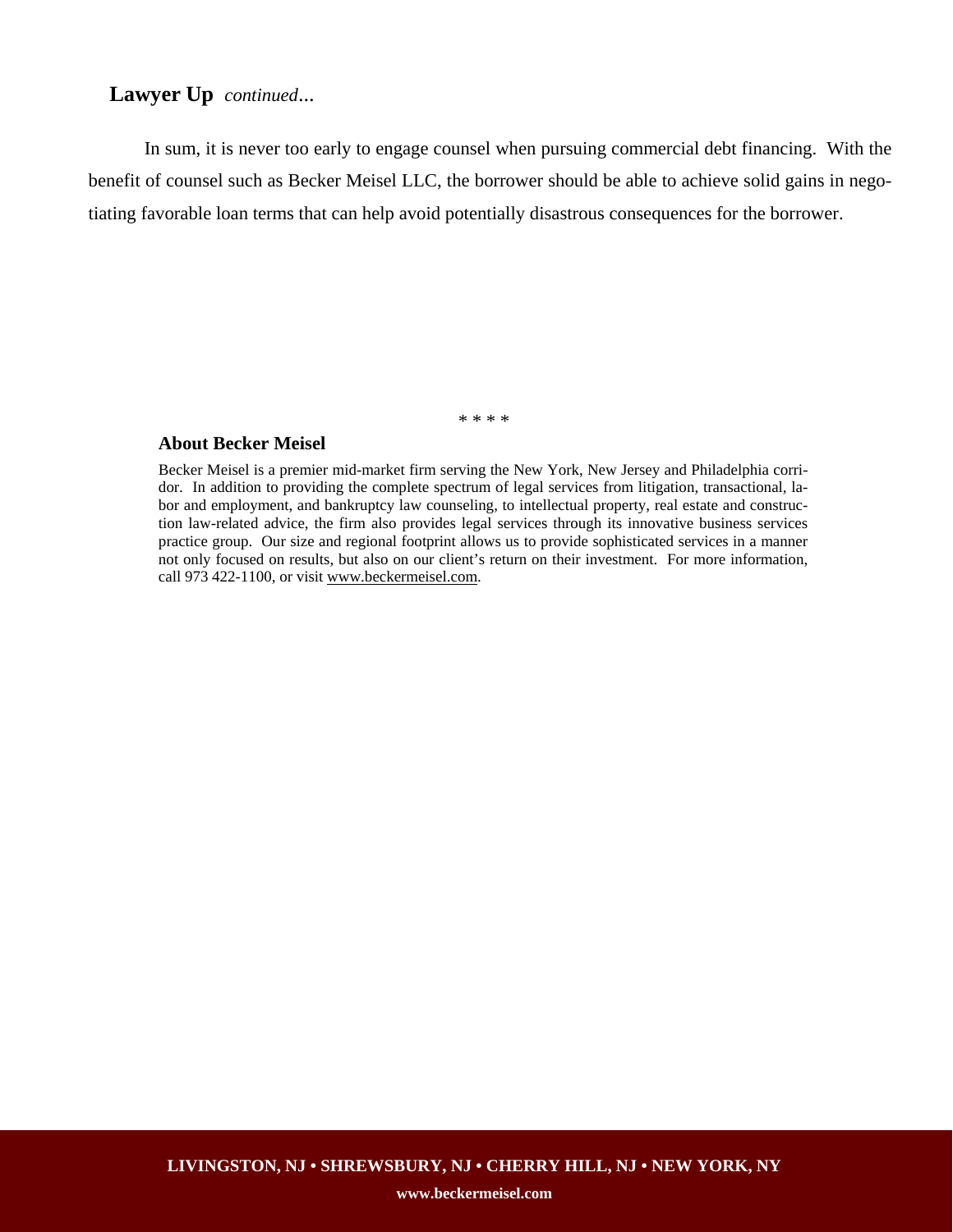**Lawyer Up** *continued…*

In sum, it is never too early to engage counsel when pursuing commercial debt financing. With the benefit of counsel such as Becker Meisel LLC, the borrower should be able to achieve solid gains in negotiating favorable loan terms that can help avoid potentially disastrous consequences for the borrower.

\* \* \* \*

**About Becker Meisel**

Becker Meisel is a premier mid-market firm serving the New York, New Jersey and Philadelphia corridor. In addition to providing the complete spectrum of legal services from litigation, transactional, labor and employment, and bankruptcy law counseling, to intellectual property, real estate and construction law-related advice, the firm also provides legal services through its innovative business services practice group. Our size and regional footprint allows us to provide sophisticated services in a manner not only focused on results, but also on our client's return on their investment. For more information, call 973 422-1100, or visit www.beckermeisel.com.

**LIVINGSTON, NJ • SHREWSBURY, NJ • CHERRY HILL, NJ • NEW YORK, NY**

**www.beckermeisel.com**